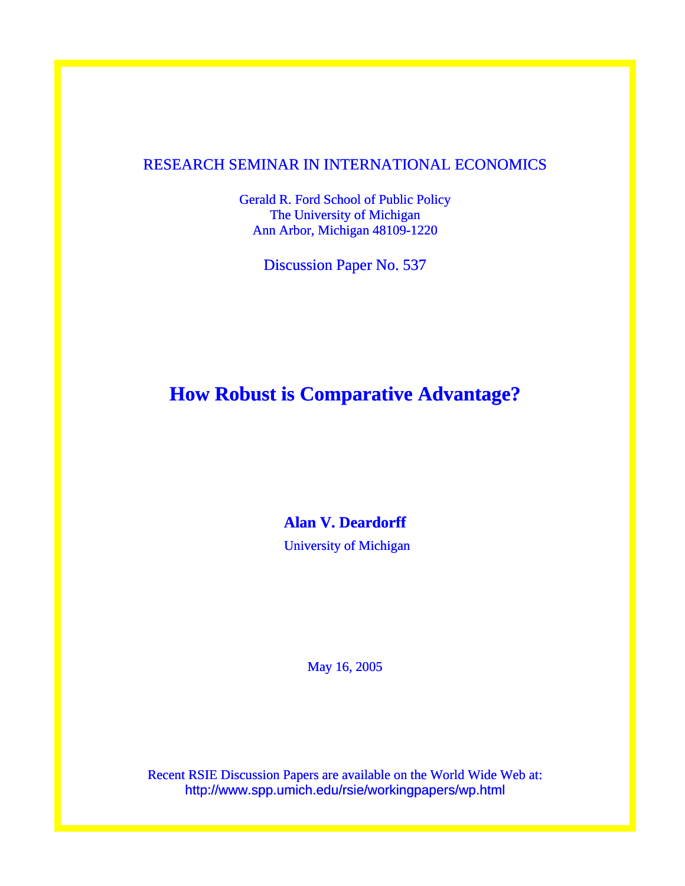RESEARCH SEMINAR IN INTERNATIONAL ECONOMICS

Gerald R. Ford School of Public Policy
The University of Michigan
Ann Arbor, Michigan 48109-1220

Discussion Paper No. 537

# How Robust is Comparative Advantage?

**Alan V. Deardorff**

University of Michigan

May 16, 2005

Recent RSIE Discussion Papers are available on the World Wide Web at:
http://www.spp.umich.edu/rsie/workingpapers/wp.html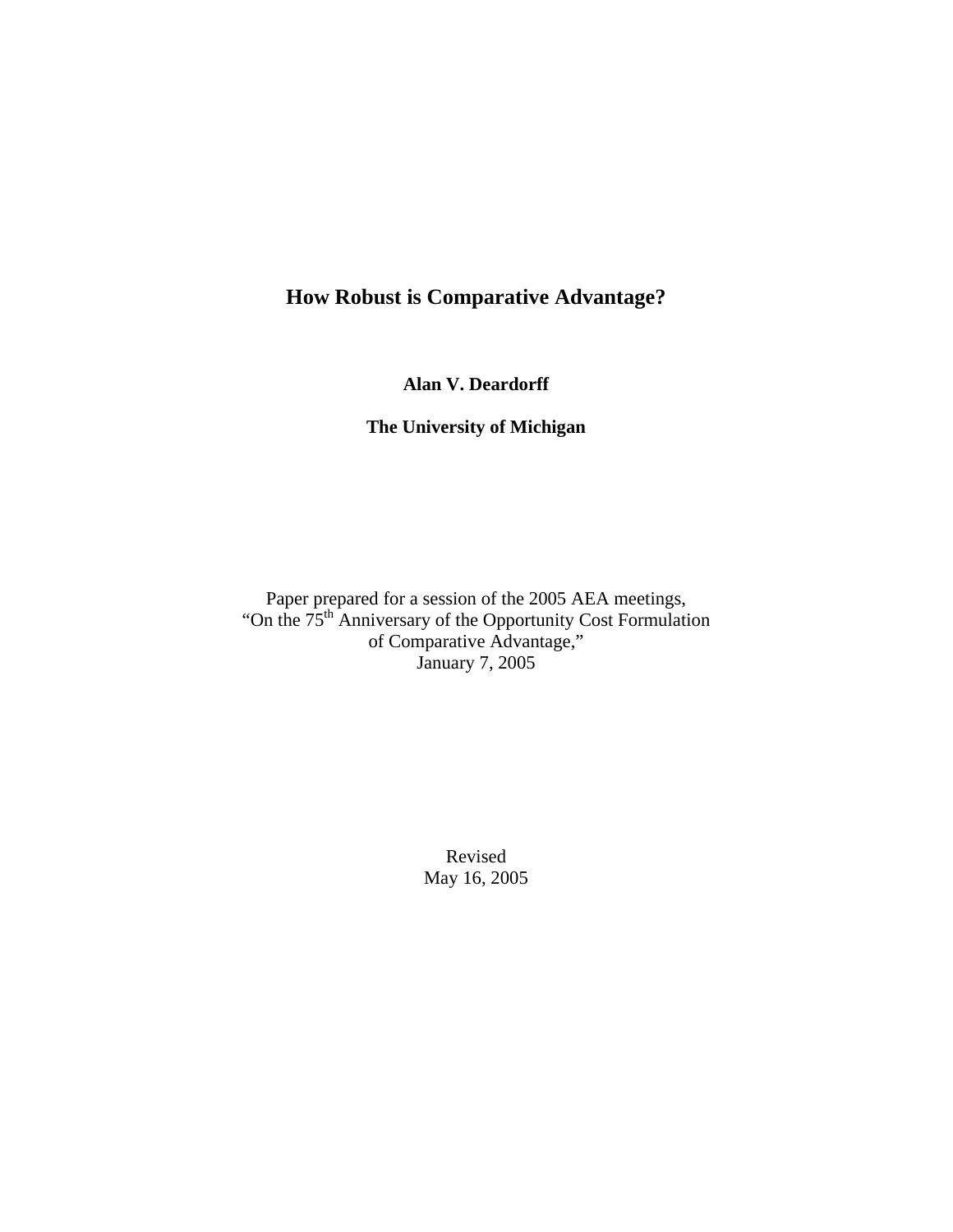# How Robust is Comparative Advantage?

**Alan V. Deardorff**

**The University of Michigan**

Paper prepared for a session of the 2005 AEA meetings,
"On the 75th Anniversary of the Opportunity Cost Formulation
of Comparative Advantage,"
January 7, 2005

Revised
May 16, 2005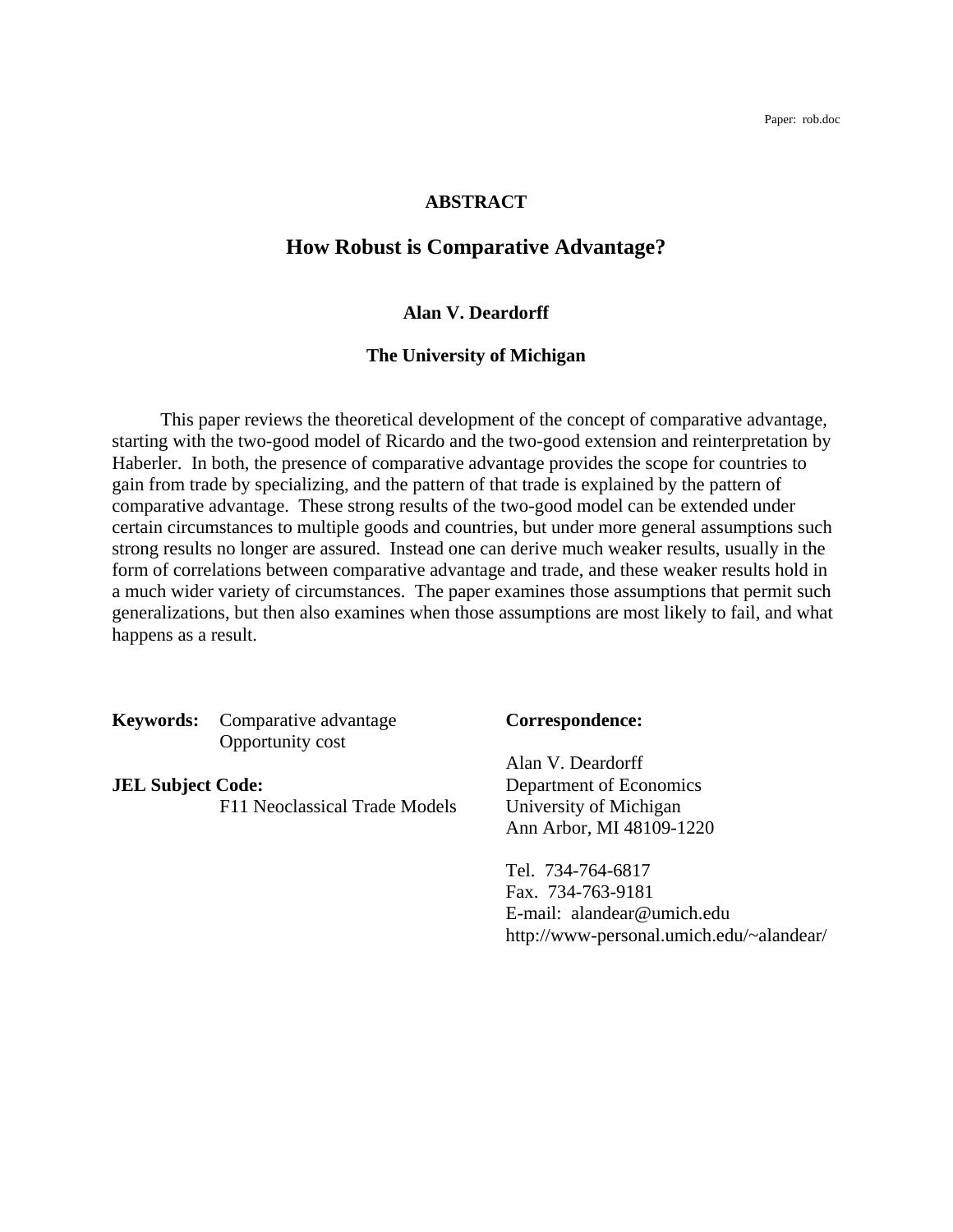Paper: rob.doc

**ABSTRACT**

# How Robust is Comparative Advantage?

**Alan V. Deardorff**

**The University of Michigan**

This paper reviews the theoretical development of the concept of comparative advantage, starting with the two-good model of Ricardo and the two-good extension and reinterpretation by Haberler. In both, the presence of comparative advantage provides the scope for countries to gain from trade by specializing, and the pattern of that trade is explained by the pattern of comparative advantage. These strong results of the two-good model can be extended under certain circumstances to multiple goods and countries, but under more general assumptions such strong results no longer are assured. Instead one can derive much weaker results, usually in the form of correlations between comparative advantage and trade, and these weaker results hold in a much wider variety of circumstances. The paper examines those assumptions that permit such generalizations, but then also examines when those assumptions are most likely to fail, and what happens as a result.

**Keywords:** Comparative advantage
Opportunity cost

**JEL Subject Code:**
F11 Neoclassical Trade Models

**Correspondence:**

Alan V. Deardorff
Department of Economics
University of Michigan
Ann Arbor, MI 48109-1220

Tel. 734-764-6817
Fax. 734-763-9181
E-mail: alandear@umich.edu
http://www-personal.umich.edu/~alandear/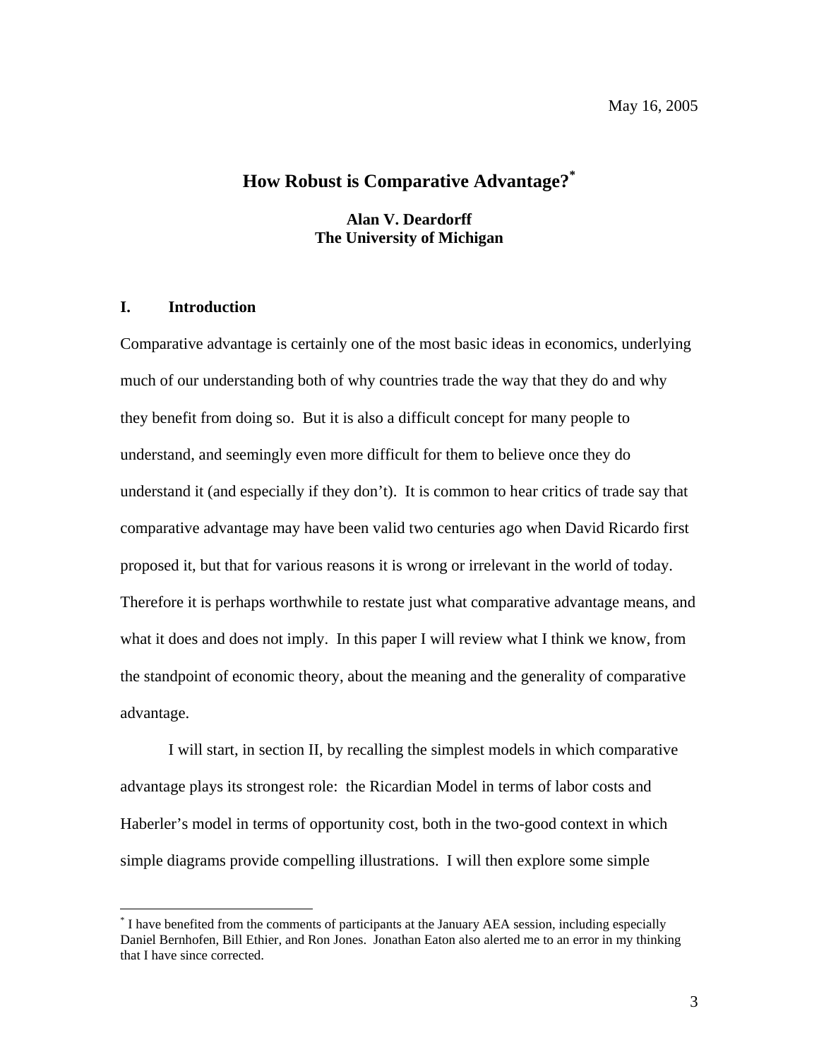May 16, 2005

# How Robust is Comparative Advantage?*

**Alan V. Deardorff**
**The University of Michigan**

## I. Introduction

Comparative advantage is certainly one of the most basic ideas in economics, underlying much of our understanding both of why countries trade the way that they do and why they benefit from doing so. But it is also a difficult concept for many people to understand, and seemingly even more difficult for them to believe once they do understand it (and especially if they don't). It is common to hear critics of trade say that comparative advantage may have been valid two centuries ago when David Ricardo first proposed it, but that for various reasons it is wrong or irrelevant in the world of today. Therefore it is perhaps worthwhile to restate just what comparative advantage means, and what it does and does not imply. In this paper I will review what I think we know, from the standpoint of economic theory, about the meaning and the generality of comparative advantage.

I will start, in section II, by recalling the simplest models in which comparative advantage plays its strongest role: the Ricardian Model in terms of labor costs and Haberler's model in terms of opportunity cost, both in the two-good context in which simple diagrams provide compelling illustrations. I will then explore some simple

---

* I have benefited from the comments of participants at the January AEA session, including especially Daniel Bernhofen, Bill Ethier, and Ron Jones. Jonathan Eaton also alerted me to an error in my thinking that I have since corrected.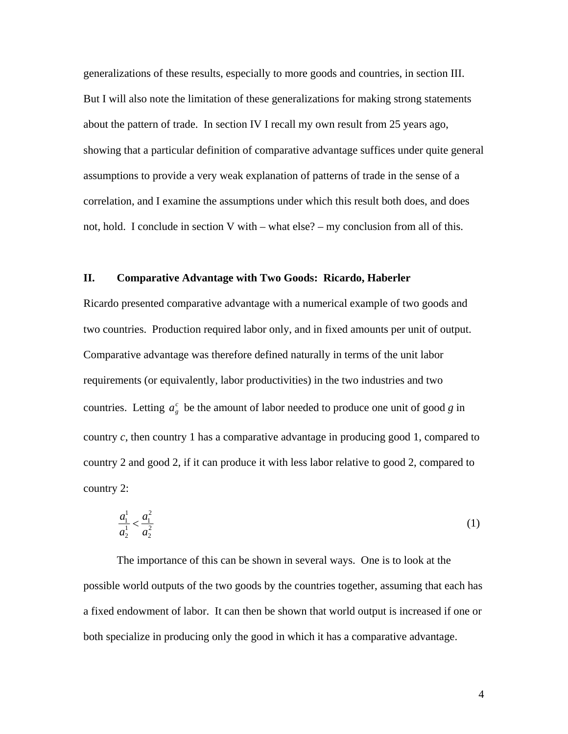generalizations of these results, especially to more goods and countries, in section III. But I will also note the limitation of these generalizations for making strong statements about the pattern of trade. In section IV I recall my own result from 25 years ago, showing that a particular definition of comparative advantage suffices under quite general assumptions to provide a very weak explanation of patterns of trade in the sense of a correlation, and I examine the assumptions under which this result both does, and does not, hold. I conclude in section V with – what else? – my conclusion from all of this.

## II. Comparative Advantage with Two Goods: Ricardo, Haberler

Ricardo presented comparative advantage with a numerical example of two goods and two countries. Production required labor only, and in fixed amounts per unit of output. Comparative advantage was therefore defined naturally in terms of the unit labor requirements (or equivalently, labor productivities) in the two industries and two countries. Letting $a_g^c$ be the amount of labor needed to produce one unit of good *g* in country *c*, then country 1 has a comparative advantage in producing good 1, compared to country 2 and good 2, if it can produce it with less labor relative to good 2, compared to country 2:

$$\frac{a_1^1}{a_2^1} < \frac{a_1^2}{a_2^2} \tag{1}$$

The importance of this can be shown in several ways. One is to look at the possible world outputs of the two goods by the countries together, assuming that each has a fixed endowment of labor. It can then be shown that world output is increased if one or both specialize in producing only the good in which it has a comparative advantage.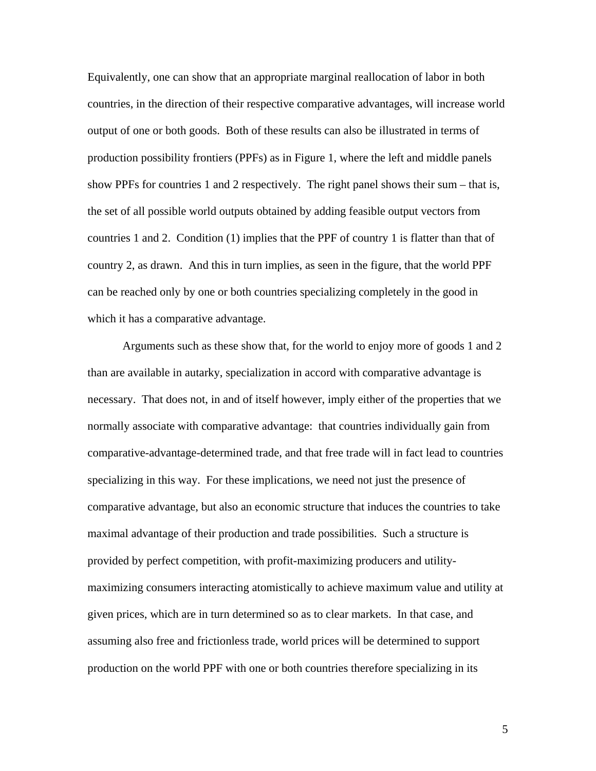Equivalently, one can show that an appropriate marginal reallocation of labor in both countries, in the direction of their respective comparative advantages, will increase world output of one or both goods. Both of these results can also be illustrated in terms of production possibility frontiers (PPFs) as in Figure 1, where the left and middle panels show PPFs for countries 1 and 2 respectively. The right panel shows their sum – that is, the set of all possible world outputs obtained by adding feasible output vectors from countries 1 and 2. Condition (1) implies that the PPF of country 1 is flatter than that of country 2, as drawn. And this in turn implies, as seen in the figure, that the world PPF can be reached only by one or both countries specializing completely in the good in which it has a comparative advantage.

Arguments such as these show that, for the world to enjoy more of goods 1 and 2 than are available in autarky, specialization in accord with comparative advantage is necessary. That does not, in and of itself however, imply either of the properties that we normally associate with comparative advantage: that countries individually gain from comparative-advantage-determined trade, and that free trade will in fact lead to countries specializing in this way. For these implications, we need not just the presence of comparative advantage, but also an economic structure that induces the countries to take maximal advantage of their production and trade possibilities. Such a structure is provided by perfect competition, with profit-maximizing producers and utility-maximizing consumers interacting atomistically to achieve maximum value and utility at given prices, which are in turn determined so as to clear markets. In that case, and assuming also free and frictionless trade, world prices will be determined to support production on the world PPF with one or both countries therefore specializing in its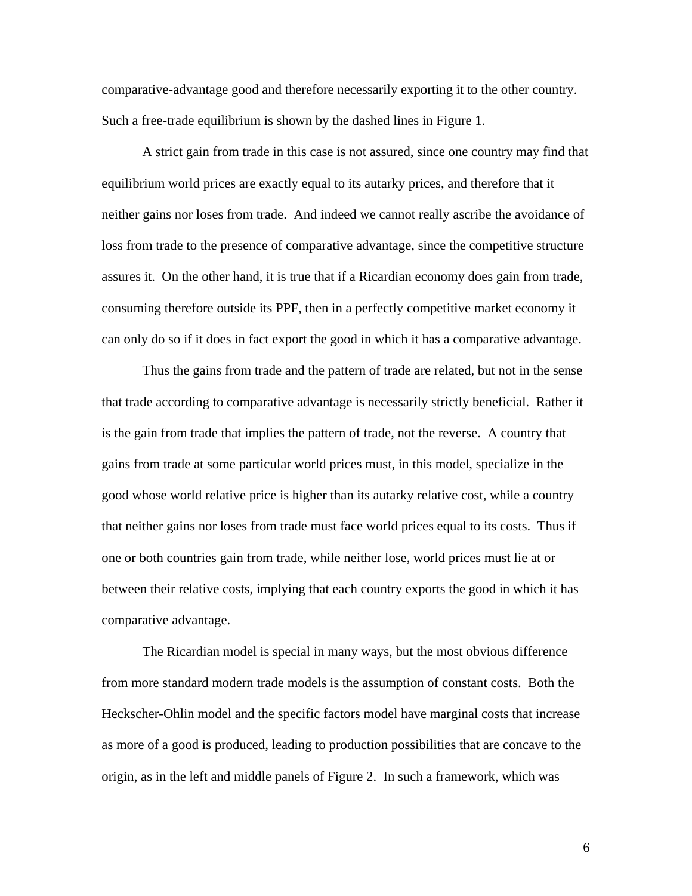comparative-advantage good and therefore necessarily exporting it to the other country. Such a free-trade equilibrium is shown by the dashed lines in Figure 1.

A strict gain from trade in this case is not assured, since one country may find that equilibrium world prices are exactly equal to its autarky prices, and therefore that it neither gains nor loses from trade. And indeed we cannot really ascribe the avoidance of loss from trade to the presence of comparative advantage, since the competitive structure assures it. On the other hand, it is true that if a Ricardian economy does gain from trade, consuming therefore outside its PPF, then in a perfectly competitive market economy it can only do so if it does in fact export the good in which it has a comparative advantage.

Thus the gains from trade and the pattern of trade are related, but not in the sense that trade according to comparative advantage is necessarily strictly beneficial. Rather it is the gain from trade that implies the pattern of trade, not the reverse. A country that gains from trade at some particular world prices must, in this model, specialize in the good whose world relative price is higher than its autarky relative cost, while a country that neither gains nor loses from trade must face world prices equal to its costs. Thus if one or both countries gain from trade, while neither lose, world prices must lie at or between their relative costs, implying that each country exports the good in which it has comparative advantage.

The Ricardian model is special in many ways, but the most obvious difference from more standard modern trade models is the assumption of constant costs. Both the Heckscher-Ohlin model and the specific factors model have marginal costs that increase as more of a good is produced, leading to production possibilities that are concave to the origin, as in the left and middle panels of Figure 2. In such a framework, which was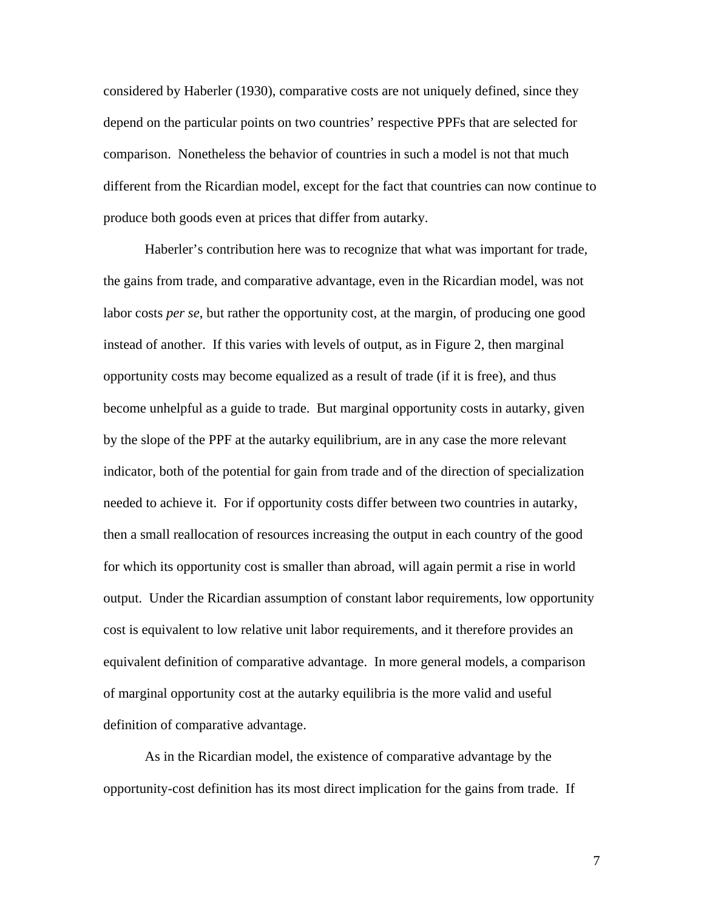considered by Haberler (1930), comparative costs are not uniquely defined, since they depend on the particular points on two countries' respective PPFs that are selected for comparison. Nonetheless the behavior of countries in such a model is not that much different from the Ricardian model, except for the fact that countries can now continue to produce both goods even at prices that differ from autarky.

Haberler's contribution here was to recognize that what was important for trade, the gains from trade, and comparative advantage, even in the Ricardian model, was not labor costs *per se*, but rather the opportunity cost, at the margin, of producing one good instead of another. If this varies with levels of output, as in Figure 2, then marginal opportunity costs may become equalized as a result of trade (if it is free), and thus become unhelpful as a guide to trade. But marginal opportunity costs in autarky, given by the slope of the PPF at the autarky equilibrium, are in any case the more relevant indicator, both of the potential for gain from trade and of the direction of specialization needed to achieve it. For if opportunity costs differ between two countries in autarky, then a small reallocation of resources increasing the output in each country of the good for which its opportunity cost is smaller than abroad, will again permit a rise in world output. Under the Ricardian assumption of constant labor requirements, low opportunity cost is equivalent to low relative unit labor requirements, and it therefore provides an equivalent definition of comparative advantage. In more general models, a comparison of marginal opportunity cost at the autarky equilibria is the more valid and useful definition of comparative advantage.

As in the Ricardian model, the existence of comparative advantage by the opportunity-cost definition has its most direct implication for the gains from trade. If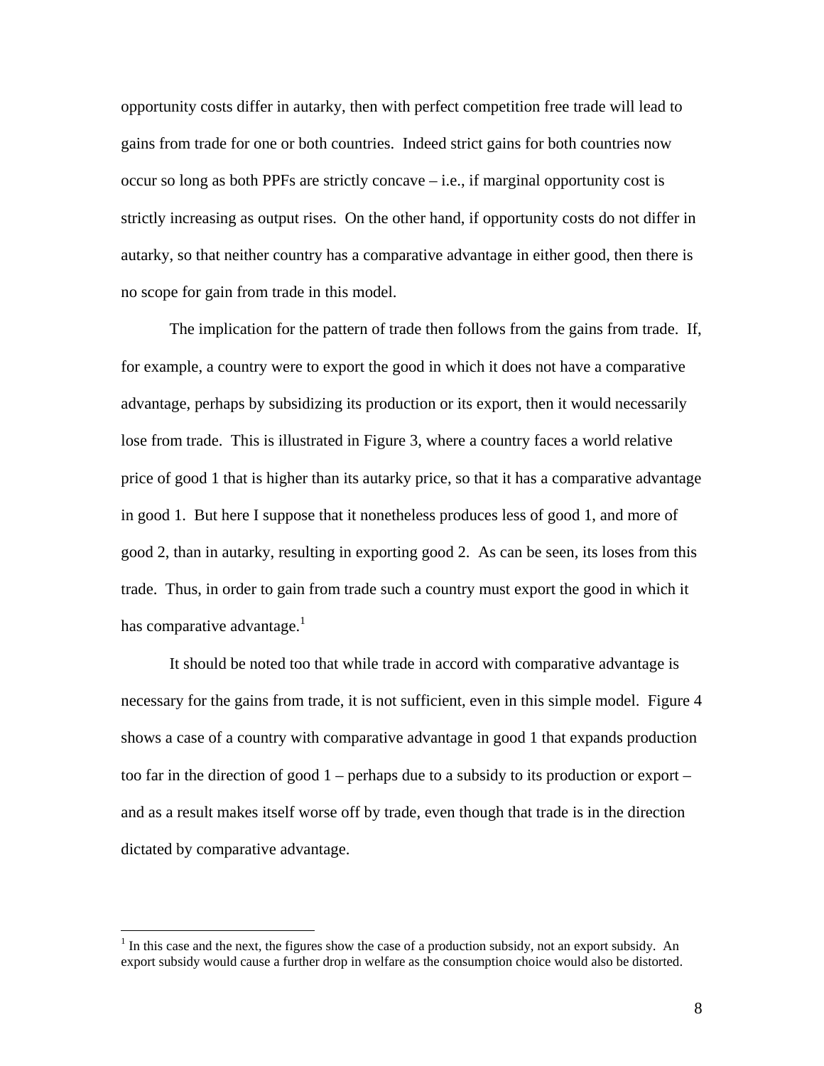opportunity costs differ in autarky, then with perfect competition free trade will lead to gains from trade for one or both countries. Indeed strict gains for both countries now occur so long as both PPFs are strictly concave – i.e., if marginal opportunity cost is strictly increasing as output rises. On the other hand, if opportunity costs do not differ in autarky, so that neither country has a comparative advantage in either good, then there is no scope for gain from trade in this model.

The implication for the pattern of trade then follows from the gains from trade. If, for example, a country were to export the good in which it does not have a comparative advantage, perhaps by subsidizing its production or its export, then it would necessarily lose from trade. This is illustrated in Figure 3, where a country faces a world relative price of good 1 that is higher than its autarky price, so that it has a comparative advantage in good 1. But here I suppose that it nonetheless produces less of good 1, and more of good 2, than in autarky, resulting in exporting good 2. As can be seen, its loses from this trade. Thus, in order to gain from trade such a country must export the good in which it has comparative advantage.[1]

It should be noted too that while trade in accord with comparative advantage is necessary for the gains from trade, it is not sufficient, even in this simple model. Figure 4 shows a case of a country with comparative advantage in good 1 that expands production too far in the direction of good 1 – perhaps due to a subsidy to its production or export – and as a result makes itself worse off by trade, even though that trade is in the direction dictated by comparative advantage.

---

[1] In this case and the next, the figures show the case of a production subsidy, not an export subsidy. An export subsidy would cause a further drop in welfare as the consumption choice would also be distorted.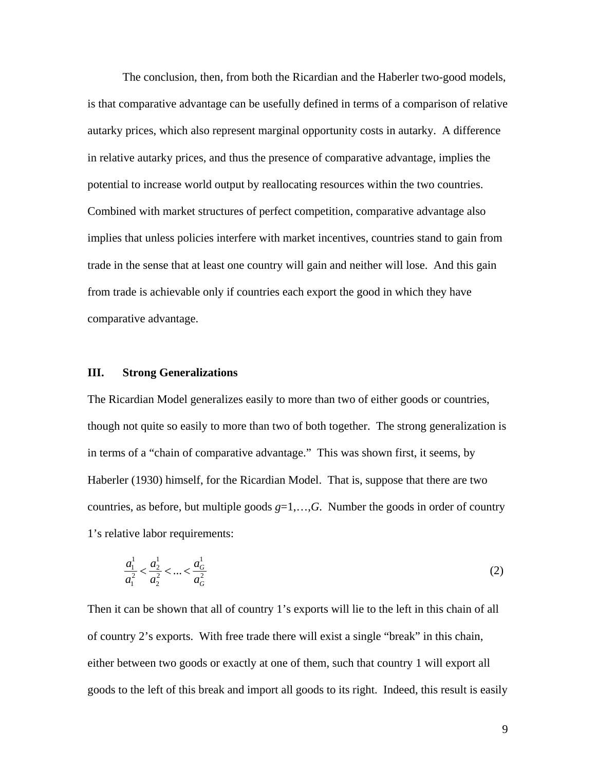The conclusion, then, from both the Ricardian and the Haberler two-good models, is that comparative advantage can be usefully defined in terms of a comparison of relative autarky prices, which also represent marginal opportunity costs in autarky. A difference in relative autarky prices, and thus the presence of comparative advantage, implies the potential to increase world output by reallocating resources within the two countries. Combined with market structures of perfect competition, comparative advantage also implies that unless policies interfere with market incentives, countries stand to gain from trade in the sense that at least one country will gain and neither will lose. And this gain from trade is achievable only if countries each export the good in which they have comparative advantage.

## III. Strong Generalizations

The Ricardian Model generalizes easily to more than two of either goods or countries, though not quite so easily to more than two of both together. The strong generalization is in terms of a "chain of comparative advantage." This was shown first, it seems, by Haberler (1930) himself, for the Ricardian Model. That is, suppose that there are two countries, as before, but multiple goods $g$=1,…,$G$. Number the goods in order of country 1's relative labor requirements:

$$\frac{a_1^1}{a_1^2} < \frac{a_2^1}{a_2^2} < \ldots < \frac{a_G^1}{a_G^2} \tag{2}$$

Then it can be shown that all of country 1's exports will lie to the left in this chain of all of country 2's exports. With free trade there will exist a single "break" in this chain, either between two goods or exactly at one of them, such that country 1 will export all goods to the left of this break and import all goods to its right. Indeed, this result is easily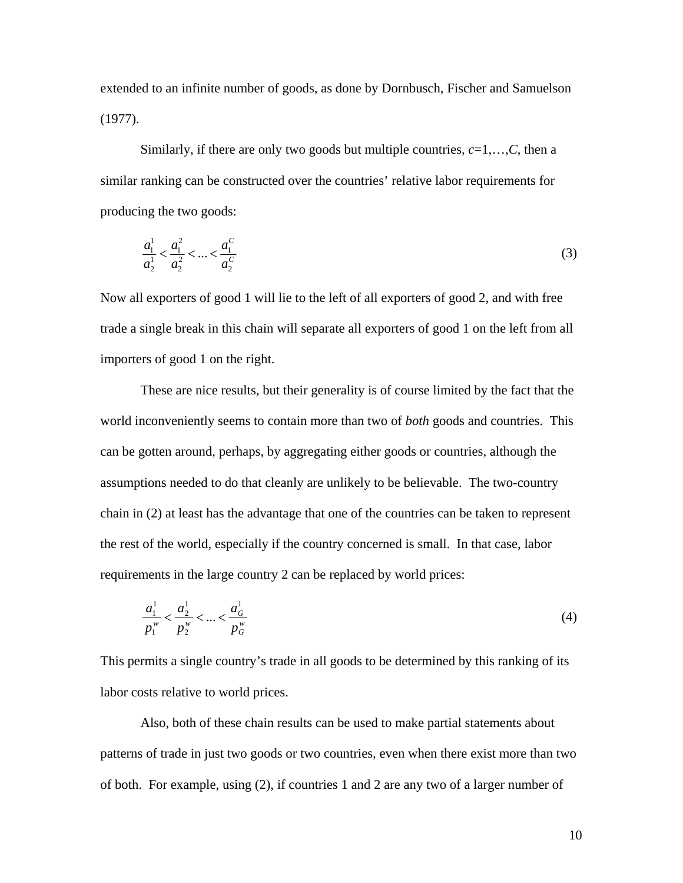extended to an infinite number of goods, as done by Dornbusch, Fischer and Samuelson (1977).

Similarly, if there are only two goods but multiple countries, $c$=1,…,$C$, then a similar ranking can be constructed over the countries' relative labor requirements for producing the two goods:

$$\frac{a_1^1}{a_2^1} < \frac{a_1^2}{a_2^2} < \ldots < \frac{a_1^C}{a_2^C} \tag{3}$$

Now all exporters of good 1 will lie to the left of all exporters of good 2, and with free trade a single break in this chain will separate all exporters of good 1 on the left from all importers of good 1 on the right.

These are nice results, but their generality is of course limited by the fact that the world inconveniently seems to contain more than two of *both* goods and countries. This can be gotten around, perhaps, by aggregating either goods or countries, although the assumptions needed to do that cleanly are unlikely to be believable. The two-country chain in (2) at least has the advantage that one of the countries can be taken to represent the rest of the world, especially if the country concerned is small. In that case, labor requirements in the large country 2 can be replaced by world prices:

$$\frac{a_1^1}{p_1^w} < \frac{a_2^1}{p_2^w} < \ldots < \frac{a_G^1}{p_G^w} \tag{4}$$

This permits a single country's trade in all goods to be determined by this ranking of its labor costs relative to world prices.

Also, both of these chain results can be used to make partial statements about patterns of trade in just two goods or two countries, even when there exist more than two of both. For example, using (2), if countries 1 and 2 are any two of a larger number of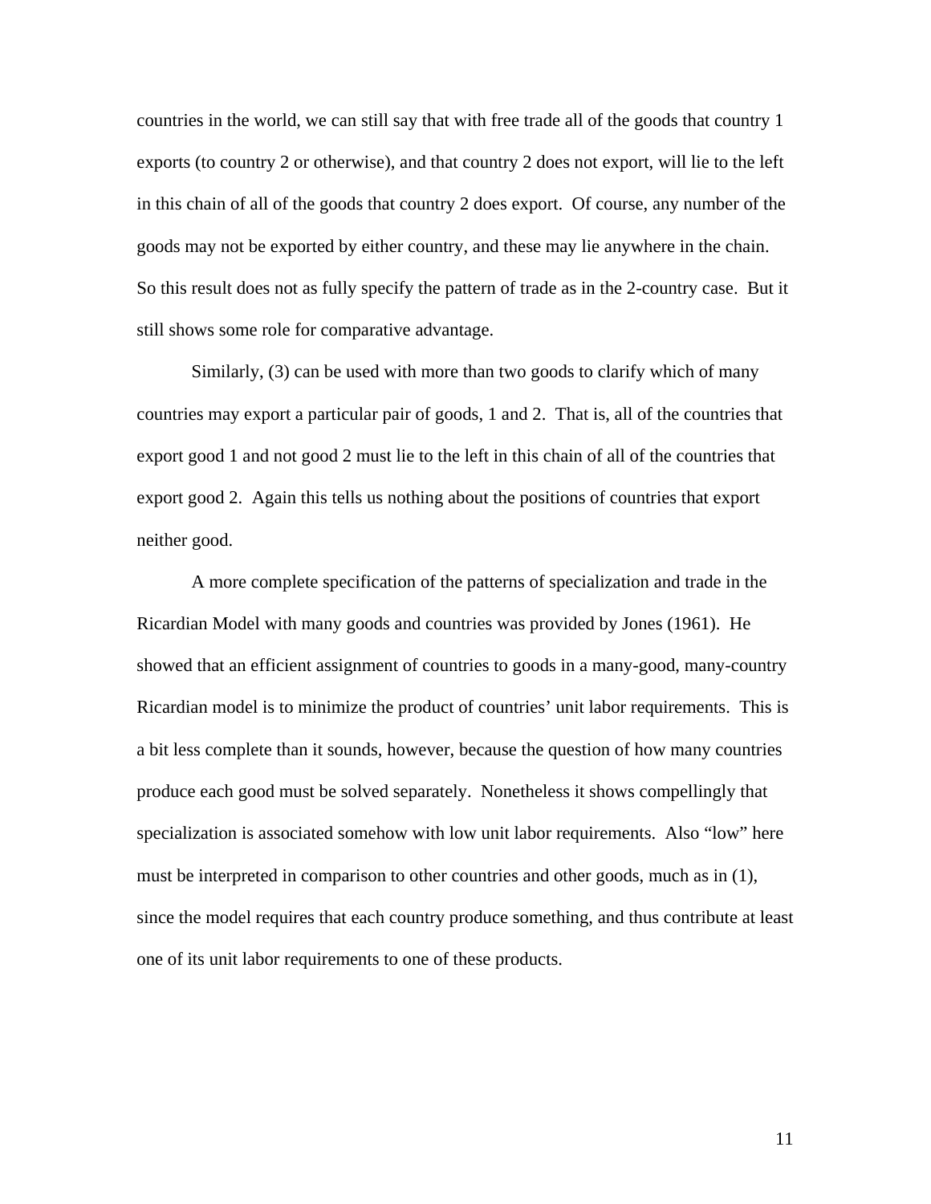countries in the world, we can still say that with free trade all of the goods that country 1 exports (to country 2 or otherwise), and that country 2 does not export, will lie to the left in this chain of all of the goods that country 2 does export. Of course, any number of the goods may not be exported by either country, and these may lie anywhere in the chain. So this result does not as fully specify the pattern of trade as in the 2-country case. But it still shows some role for comparative advantage.

Similarly, (3) can be used with more than two goods to clarify which of many countries may export a particular pair of goods, 1 and 2. That is, all of the countries that export good 1 and not good 2 must lie to the left in this chain of all of the countries that export good 2. Again this tells us nothing about the positions of countries that export neither good.

A more complete specification of the patterns of specialization and trade in the Ricardian Model with many goods and countries was provided by Jones (1961). He showed that an efficient assignment of countries to goods in a many-good, many-country Ricardian model is to minimize the product of countries' unit labor requirements. This is a bit less complete than it sounds, however, because the question of how many countries produce each good must be solved separately. Nonetheless it shows compellingly that specialization is associated somehow with low unit labor requirements. Also "low" here must be interpreted in comparison to other countries and other goods, much as in (1), since the model requires that each country produce something, and thus contribute at least one of its unit labor requirements to one of these products.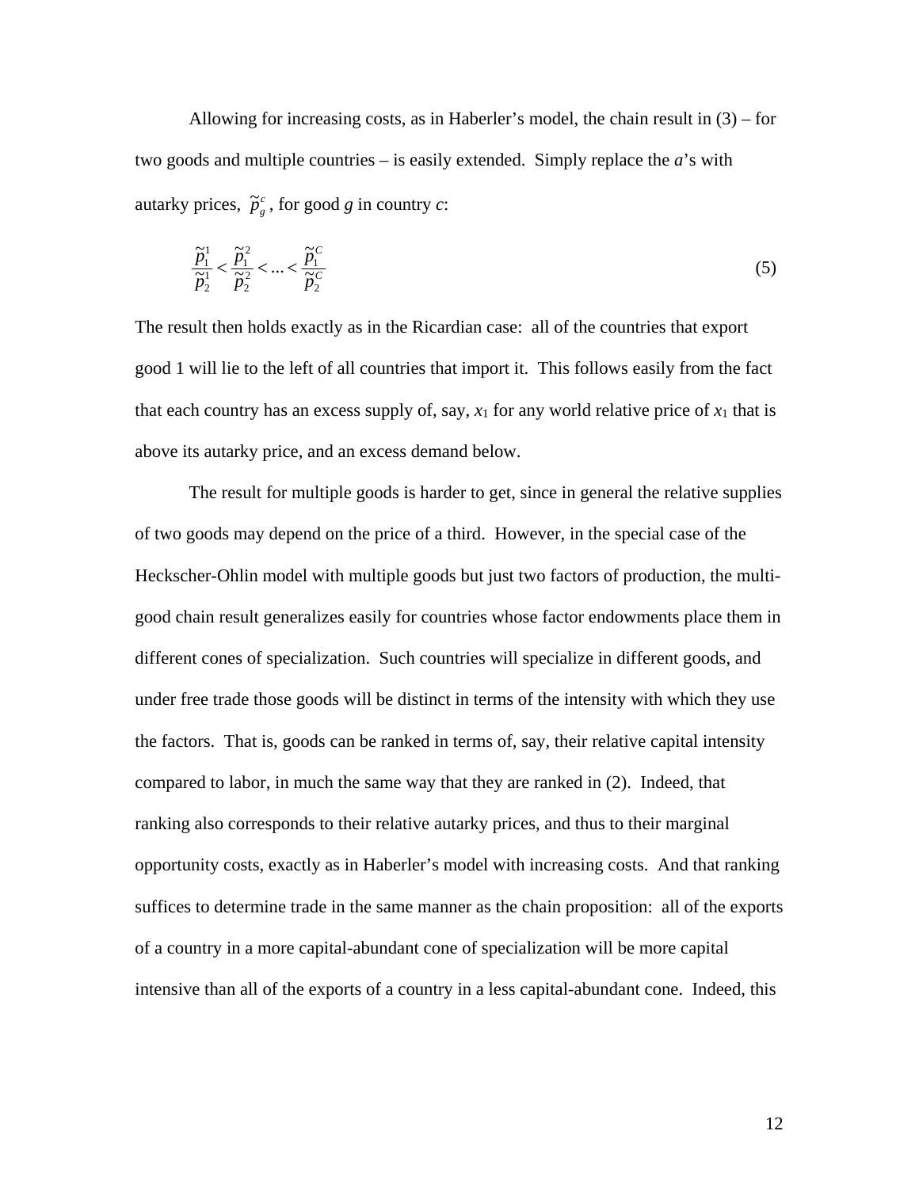Allowing for increasing costs, as in Haberler's model, the chain result in (3) – for two goods and multiple countries – is easily extended. Simply replace the *a*'s with autarky prices, $\tilde{p}_g^c$, for good *g* in country *c*:

$$\frac{\tilde{p}_1^1}{\tilde{p}_2^1} < \frac{\tilde{p}_1^2}{\tilde{p}_2^2} < \ldots < \frac{\tilde{p}_1^C}{\tilde{p}_2^C} \tag{5}$$

The result then holds exactly as in the Ricardian case: all of the countries that export good 1 will lie to the left of all countries that import it. This follows easily from the fact that each country has an excess supply of, say, $x_1$ for any world relative price of $x_1$ that is above its autarky price, and an excess demand below.

The result for multiple goods is harder to get, since in general the relative supplies of two goods may depend on the price of a third. However, in the special case of the Heckscher-Ohlin model with multiple goods but just two factors of production, the multi-good chain result generalizes easily for countries whose factor endowments place them in different cones of specialization. Such countries will specialize in different goods, and under free trade those goods will be distinct in terms of the intensity with which they use the factors. That is, goods can be ranked in terms of, say, their relative capital intensity compared to labor, in much the same way that they are ranked in (2). Indeed, that ranking also corresponds to their relative autarky prices, and thus to their marginal opportunity costs, exactly as in Haberler's model with increasing costs. And that ranking suffices to determine trade in the same manner as the chain proposition: all of the exports of a country in a more capital-abundant cone of specialization will be more capital intensive than all of the exports of a country in a less capital-abundant cone. Indeed, this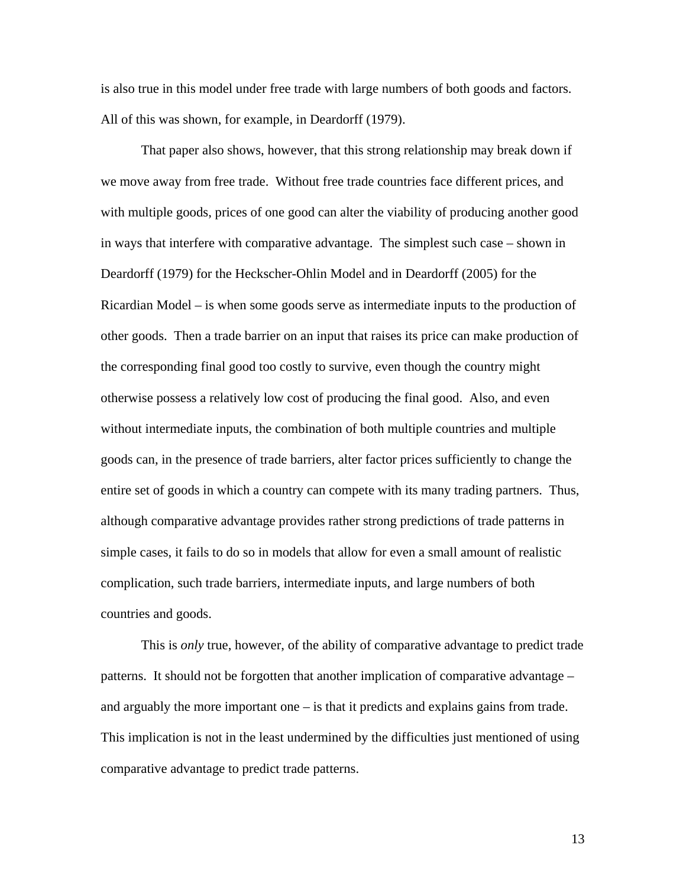is also true in this model under free trade with large numbers of both goods and factors. All of this was shown, for example, in Deardorff (1979).

That paper also shows, however, that this strong relationship may break down if we move away from free trade. Without free trade countries face different prices, and with multiple goods, prices of one good can alter the viability of producing another good in ways that interfere with comparative advantage. The simplest such case – shown in Deardorff (1979) for the Heckscher-Ohlin Model and in Deardorff (2005) for the Ricardian Model – is when some goods serve as intermediate inputs to the production of other goods. Then a trade barrier on an input that raises its price can make production of the corresponding final good too costly to survive, even though the country might otherwise possess a relatively low cost of producing the final good. Also, and even without intermediate inputs, the combination of both multiple countries and multiple goods can, in the presence of trade barriers, alter factor prices sufficiently to change the entire set of goods in which a country can compete with its many trading partners. Thus, although comparative advantage provides rather strong predictions of trade patterns in simple cases, it fails to do so in models that allow for even a small amount of realistic complication, such trade barriers, intermediate inputs, and large numbers of both countries and goods.

This is *only* true, however, of the ability of comparative advantage to predict trade patterns. It should not be forgotten that another implication of comparative advantage – and arguably the more important one – is that it predicts and explains gains from trade. This implication is not in the least undermined by the difficulties just mentioned of using comparative advantage to predict trade patterns.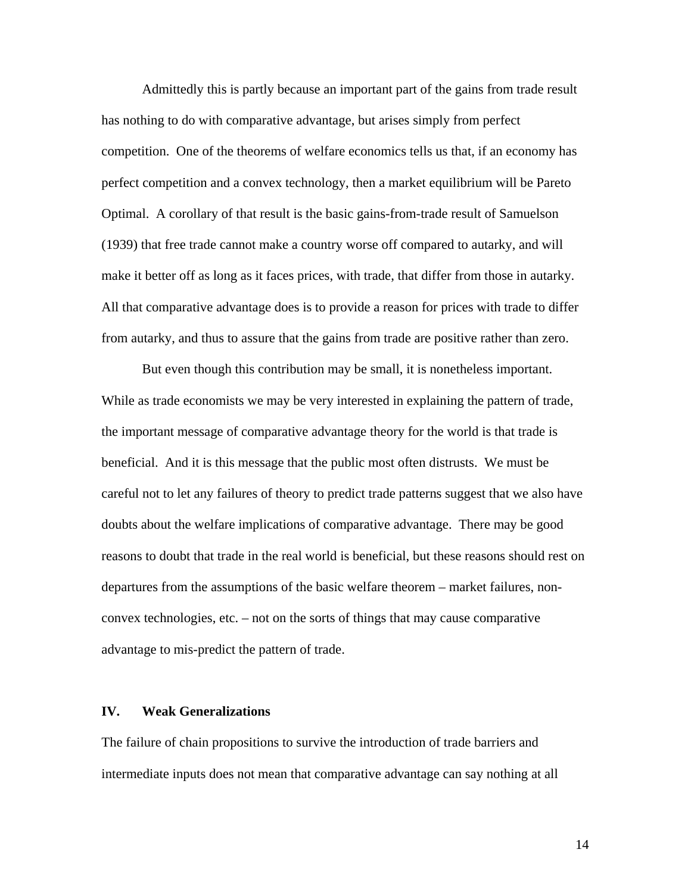Admittedly this is partly because an important part of the gains from trade result has nothing to do with comparative advantage, but arises simply from perfect competition. One of the theorems of welfare economics tells us that, if an economy has perfect competition and a convex technology, then a market equilibrium will be Pareto Optimal. A corollary of that result is the basic gains-from-trade result of Samuelson (1939) that free trade cannot make a country worse off compared to autarky, and will make it better off as long as it faces prices, with trade, that differ from those in autarky. All that comparative advantage does is to provide a reason for prices with trade to differ from autarky, and thus to assure that the gains from trade are positive rather than zero.

But even though this contribution may be small, it is nonetheless important. While as trade economists we may be very interested in explaining the pattern of trade, the important message of comparative advantage theory for the world is that trade is beneficial. And it is this message that the public most often distrusts. We must be careful not to let any failures of theory to predict trade patterns suggest that we also have doubts about the welfare implications of comparative advantage. There may be good reasons to doubt that trade in the real world is beneficial, but these reasons should rest on departures from the assumptions of the basic welfare theorem – market failures, non-convex technologies, etc. – not on the sorts of things that may cause comparative advantage to mis-predict the pattern of trade.

## IV. Weak Generalizations

The failure of chain propositions to survive the introduction of trade barriers and intermediate inputs does not mean that comparative advantage can say nothing at all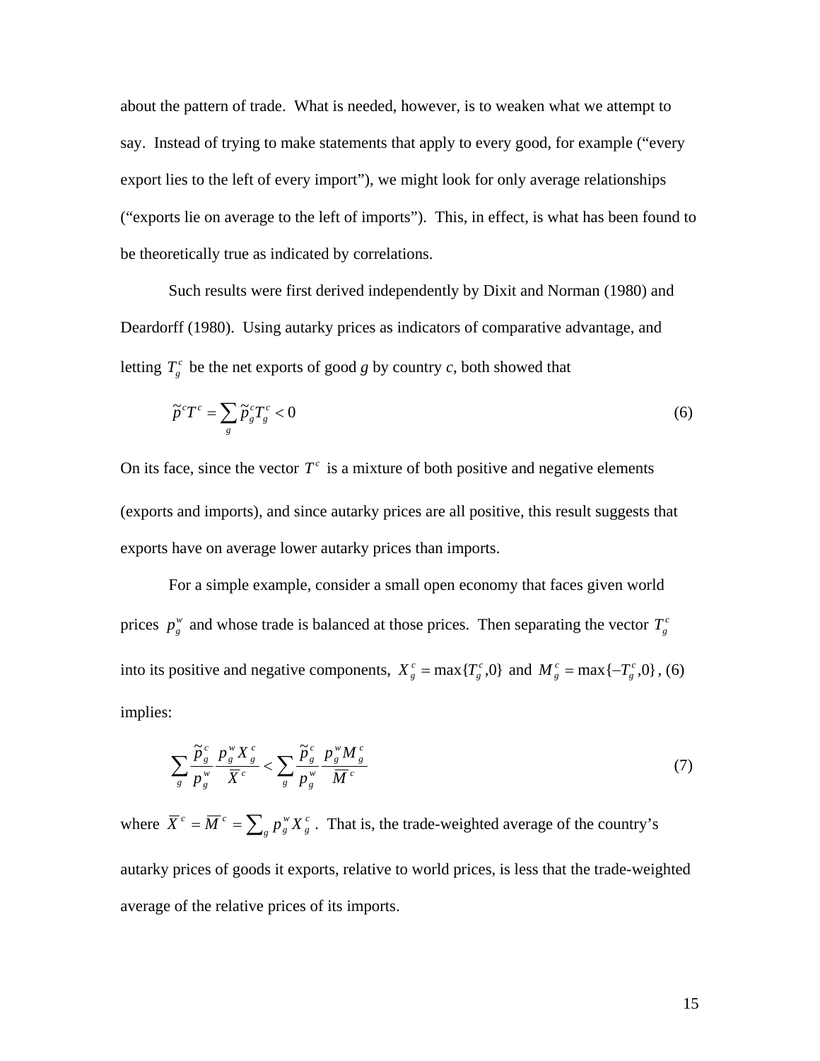about the pattern of trade. What is needed, however, is to weaken what we attempt to say. Instead of trying to make statements that apply to every good, for example ("every export lies to the left of every import"), we might look for only average relationships ("exports lie on average to the left of imports"). This, in effect, is what has been found to be theoretically true as indicated by correlations.

Such results were first derived independently by Dixit and Norman (1980) and Deardorff (1980). Using autarky prices as indicators of comparative advantage, and letting $T_g^c$ be the net exports of good *g* by country *c*, both showed that

$$\tilde{p}^c T^c = \sum_g \tilde{p}_g^c T_g^c < 0 \tag{6}$$

On its face, since the vector $T^c$ is a mixture of both positive and negative elements (exports and imports), and since autarky prices are all positive, this result suggests that exports have on average lower autarky prices than imports.

For a simple example, consider a small open economy that faces given world prices $p_g^w$ and whose trade is balanced at those prices. Then separating the vector $T_g^c$ into its positive and negative components, $X_g^c = \max\{T_g^c, 0\}$ and $M_g^c = \max\{-T_g^c, 0\}$, (6) implies:

$$\sum_g \frac{\tilde{p}_g^c}{p_g^w} \frac{p_g^w X_g^c}{\overline{X}^c} < \sum_g \frac{\tilde{p}_g^c}{p_g^w} \frac{p_g^w M_g^c}{\overline{M}^c} \tag{7}$$

where $\overline{X}^c = \overline{M}^c = \sum_g p_g^w X_g^c$. That is, the trade-weighted average of the country's autarky prices of goods it exports, relative to world prices, is less that the trade-weighted average of the relative prices of its imports.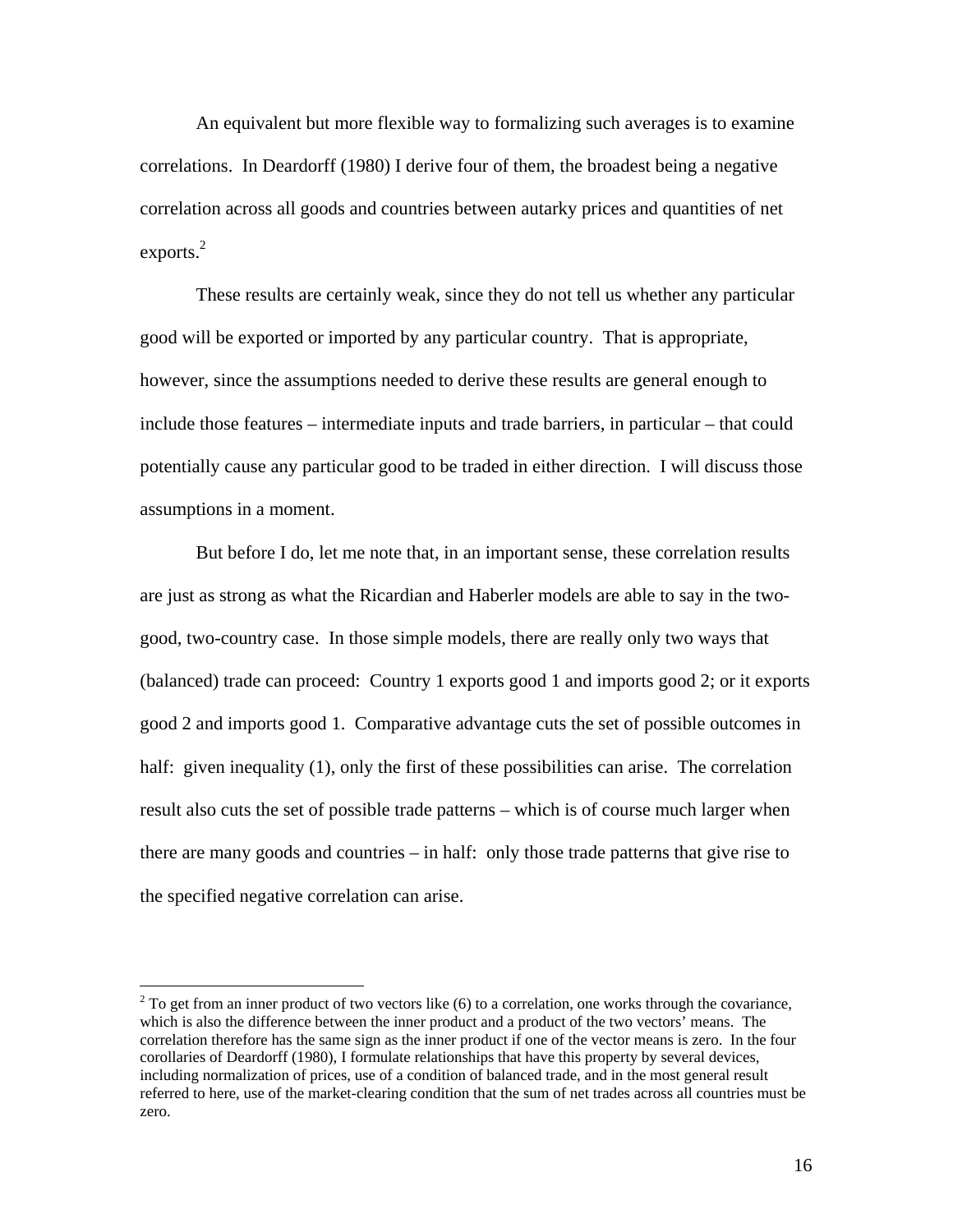An equivalent but more flexible way to formalizing such averages is to examine correlations. In Deardorff (1980) I derive four of them, the broadest being a negative correlation across all goods and countries between autarky prices and quantities of net exports.[2]

These results are certainly weak, since they do not tell us whether any particular good will be exported or imported by any particular country. That is appropriate, however, since the assumptions needed to derive these results are general enough to include those features – intermediate inputs and trade barriers, in particular – that could potentially cause any particular good to be traded in either direction. I will discuss those assumptions in a moment.

But before I do, let me note that, in an important sense, these correlation results are just as strong as what the Ricardian and Haberler models are able to say in the two-good, two-country case. In those simple models, there are really only two ways that (balanced) trade can proceed: Country 1 exports good 1 and imports good 2; or it exports good 2 and imports good 1. Comparative advantage cuts the set of possible outcomes in half: given inequality (1), only the first of these possibilities can arise. The correlation result also cuts the set of possible trade patterns – which is of course much larger when there are many goods and countries – in half: only those trade patterns that give rise to the specified negative correlation can arise.

---

[2] To get from an inner product of two vectors like (6) to a correlation, one works through the covariance, which is also the difference between the inner product and a product of the two vectors' means. The correlation therefore has the same sign as the inner product if one of the vector means is zero. In the four corollaries of Deardorff (1980), I formulate relationships that have this property by several devices, including normalization of prices, use of a condition of balanced trade, and in the most general result referred to here, use of the market-clearing condition that the sum of net trades across all countries must be zero.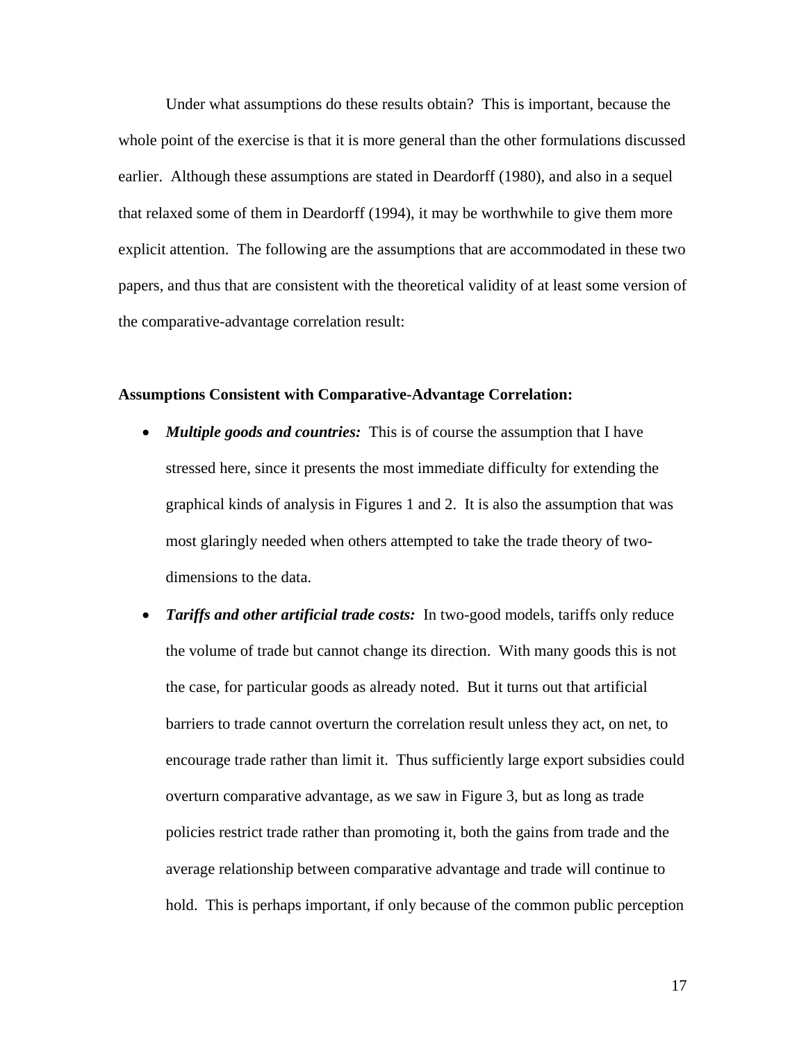Under what assumptions do these results obtain? This is important, because the whole point of the exercise is that it is more general than the other formulations discussed earlier. Although these assumptions are stated in Deardorff (1980), and also in a sequel that relaxed some of them in Deardorff (1994), it may be worthwhile to give them more explicit attention. The following are the assumptions that are accommodated in these two papers, and thus that are consistent with the theoretical validity of at least some version of the comparative-advantage correlation result:

**Assumptions Consistent with Comparative-Advantage Correlation:**

- ***Multiple goods and countries:*** This is of course the assumption that I have stressed here, since it presents the most immediate difficulty for extending the graphical kinds of analysis in Figures 1 and 2. It is also the assumption that was most glaringly needed when others attempted to take the trade theory of two-dimensions to the data.
- ***Tariffs and other artificial trade costs:*** In two-good models, tariffs only reduce the volume of trade but cannot change its direction. With many goods this is not the case, for particular goods as already noted. But it turns out that artificial barriers to trade cannot overturn the correlation result unless they act, on net, to encourage trade rather than limit it. Thus sufficiently large export subsidies could overturn comparative advantage, as we saw in Figure 3, but as long as trade policies restrict trade rather than promoting it, both the gains from trade and the average relationship between comparative advantage and trade will continue to hold. This is perhaps important, if only because of the common public perception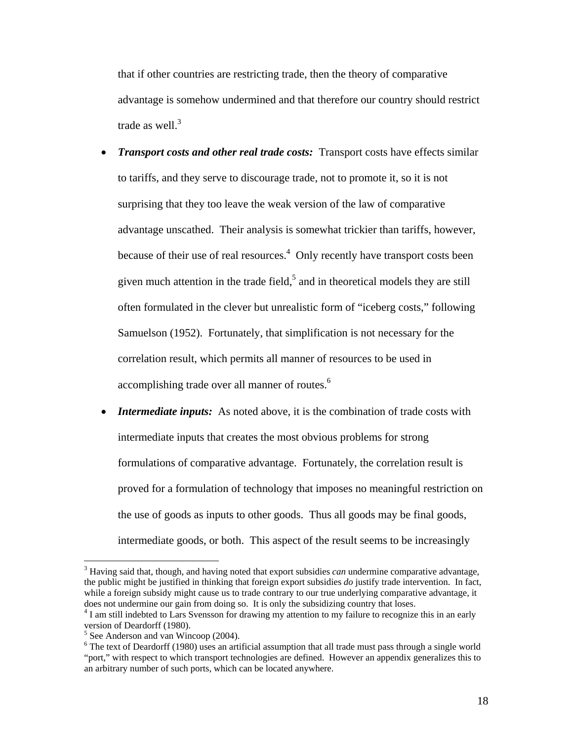that if other countries are restricting trade, then the theory of comparative advantage is somehow undermined and that therefore our country should restrict trade as well.[3]

- ***Transport costs and other real trade costs:*** Transport costs have effects similar to tariffs, and they serve to discourage trade, not to promote it, so it is not surprising that they too leave the weak version of the law of comparative advantage unscathed. Their analysis is somewhat trickier than tariffs, however, because of their use of real resources.[4] Only recently have transport costs been given much attention in the trade field,[5] and in theoretical models they are still often formulated in the clever but unrealistic form of "iceberg costs," following Samuelson (1952). Fortunately, that simplification is not necessary for the correlation result, which permits all manner of resources to be used in accomplishing trade over all manner of routes.[6]

- ***Intermediate inputs:*** As noted above, it is the combination of trade costs with intermediate inputs that creates the most obvious problems for strong formulations of comparative advantage. Fortunately, the correlation result is proved for a formulation of technology that imposes no meaningful restriction on the use of goods as inputs to other goods. Thus all goods may be final goods, intermediate goods, or both. This aspect of the result seems to be increasingly

---

[3] Having said that, though, and having noted that export subsidies *can* undermine comparative advantage, the public might be justified in thinking that foreign export subsidies *do* justify trade intervention. In fact, while a foreign subsidy might cause us to trade contrary to our true underlying comparative advantage, it does not undermine our gain from doing so. It is only the subsidizing country that loses.

[4] I am still indebted to Lars Svensson for drawing my attention to my failure to recognize this in an early version of Deardorff (1980).

[5] See Anderson and van Wincoop (2004).

[6] The text of Deardorff (1980) uses an artificial assumption that all trade must pass through a single world "port," with respect to which transport technologies are defined. However an appendix generalizes this to an arbitrary number of such ports, which can be located anywhere.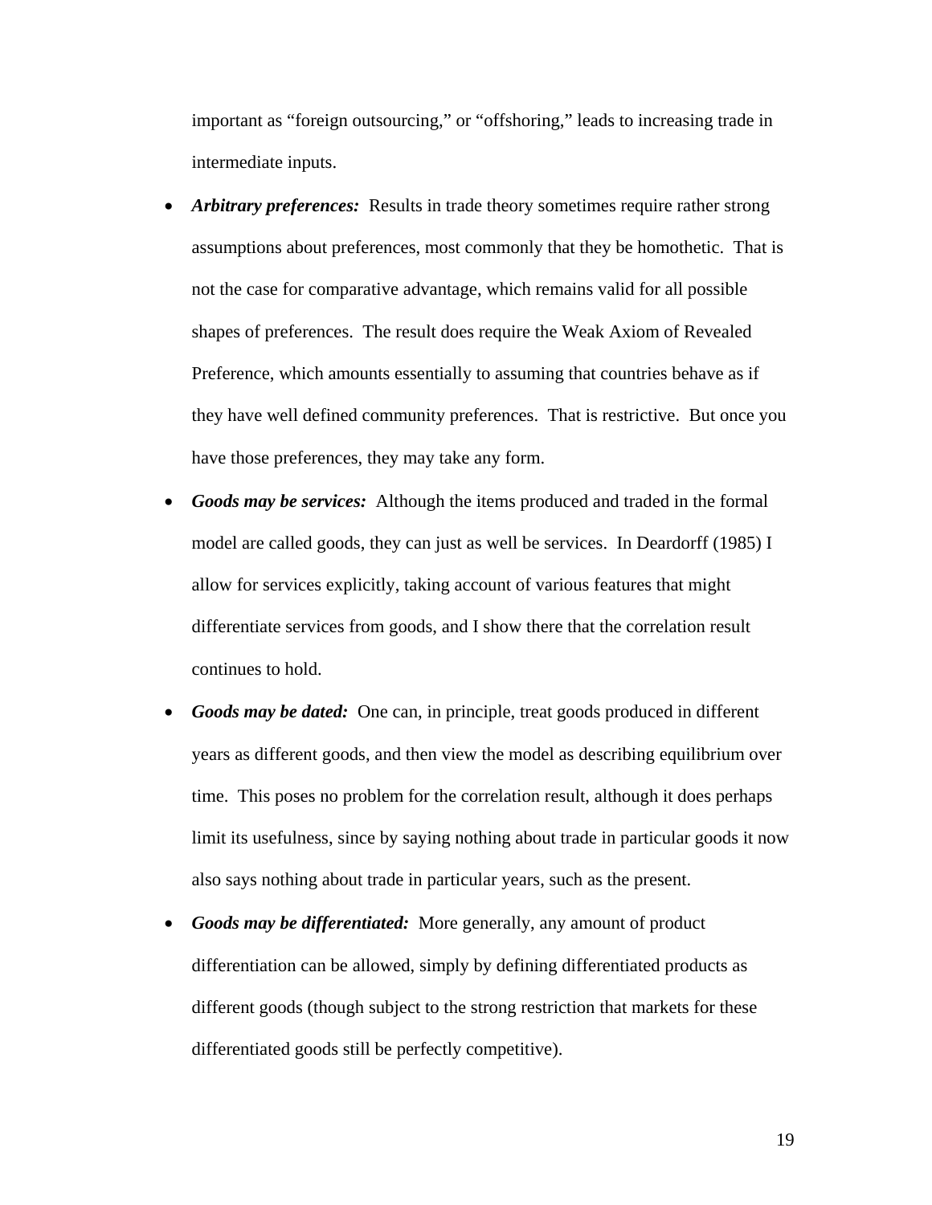important as "foreign outsourcing," or "offshoring," leads to increasing trade in intermediate inputs.

- ***Arbitrary preferences:*** Results in trade theory sometimes require rather strong assumptions about preferences, most commonly that they be homothetic. That is not the case for comparative advantage, which remains valid for all possible shapes of preferences. The result does require the Weak Axiom of Revealed Preference, which amounts essentially to assuming that countries behave as if they have well defined community preferences. That is restrictive. But once you have those preferences, they may take any form.
- ***Goods may be services:*** Although the items produced and traded in the formal model are called goods, they can just as well be services. In Deardorff (1985) I allow for services explicitly, taking account of various features that might differentiate services from goods, and I show there that the correlation result continues to hold.
- ***Goods may be dated:*** One can, in principle, treat goods produced in different years as different goods, and then view the model as describing equilibrium over time. This poses no problem for the correlation result, although it does perhaps limit its usefulness, since by saying nothing about trade in particular goods it now also says nothing about trade in particular years, such as the present.
- ***Goods may be differentiated:*** More generally, any amount of product differentiation can be allowed, simply by defining differentiated products as different goods (though subject to the strong restriction that markets for these differentiated goods still be perfectly competitive).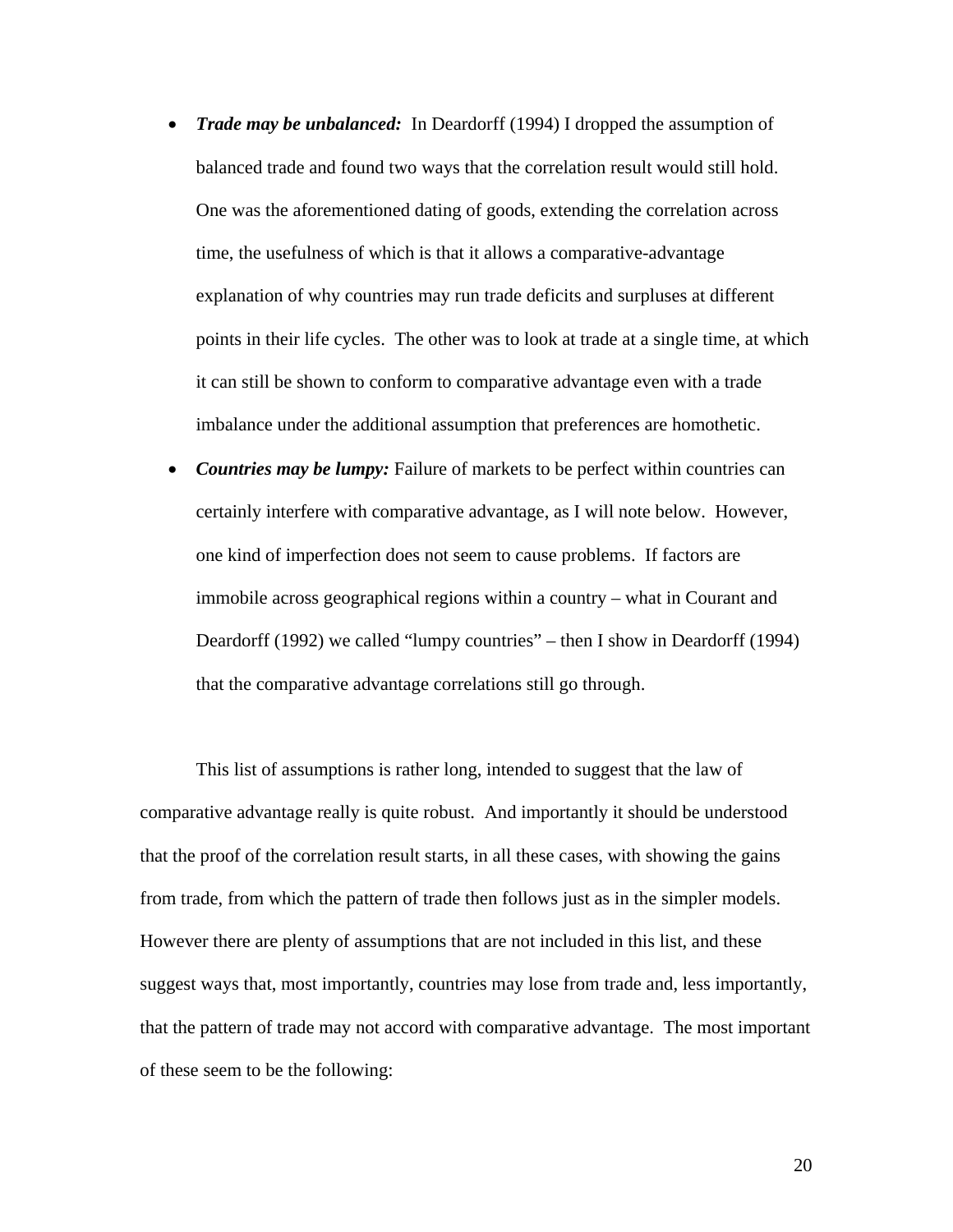- ***Trade may be unbalanced:*** In Deardorff (1994) I dropped the assumption of balanced trade and found two ways that the correlation result would still hold. One was the aforementioned dating of goods, extending the correlation across time, the usefulness of which is that it allows a comparative-advantage explanation of why countries may run trade deficits and surpluses at different points in their life cycles. The other was to look at trade at a single time, at which it can still be shown to conform to comparative advantage even with a trade imbalance under the additional assumption that preferences are homothetic.
- ***Countries may be lumpy:*** Failure of markets to be perfect within countries can certainly interfere with comparative advantage, as I will note below. However, one kind of imperfection does not seem to cause problems. If factors are immobile across geographical regions within a country – what in Courant and Deardorff (1992) we called "lumpy countries" – then I show in Deardorff (1994) that the comparative advantage correlations still go through.

This list of assumptions is rather long, intended to suggest that the law of comparative advantage really is quite robust. And importantly it should be understood that the proof of the correlation result starts, in all these cases, with showing the gains from trade, from which the pattern of trade then follows just as in the simpler models. However there are plenty of assumptions that are not included in this list, and these suggest ways that, most importantly, countries may lose from trade and, less importantly, that the pattern of trade may not accord with comparative advantage. The most important of these seem to be the following: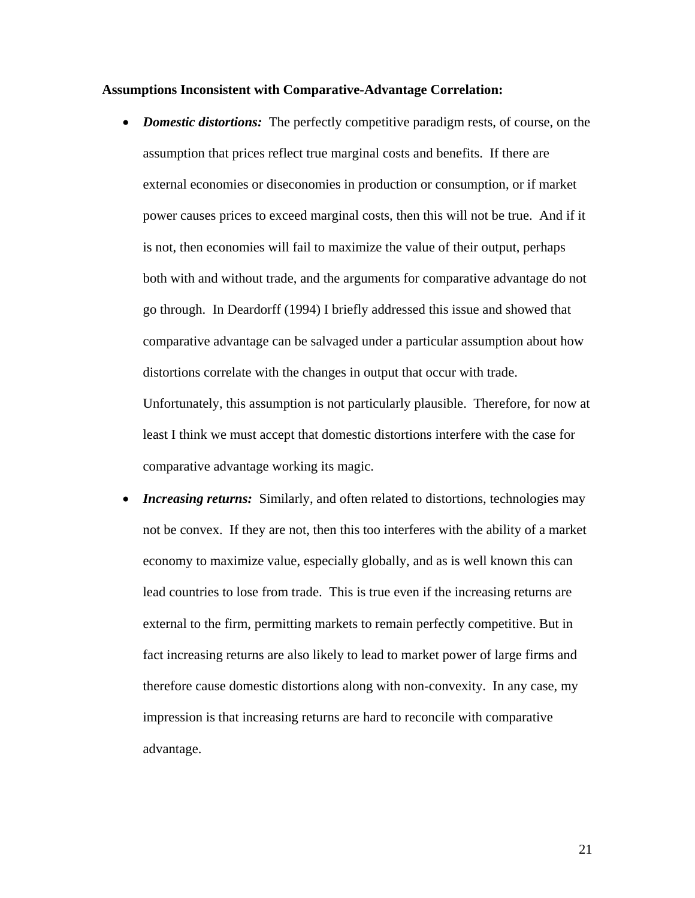**Assumptions Inconsistent with Comparative-Advantage Correlation:**

- ***Domestic distortions:*** The perfectly competitive paradigm rests, of course, on the assumption that prices reflect true marginal costs and benefits. If there are external economies or diseconomies in production or consumption, or if market power causes prices to exceed marginal costs, then this will not be true. And if it is not, then economies will fail to maximize the value of their output, perhaps both with and without trade, and the arguments for comparative advantage do not go through. In Deardorff (1994) I briefly addressed this issue and showed that comparative advantage can be salvaged under a particular assumption about how distortions correlate with the changes in output that occur with trade. Unfortunately, this assumption is not particularly plausible. Therefore, for now at least I think we must accept that domestic distortions interfere with the case for comparative advantage working its magic.

- ***Increasing returns:*** Similarly, and often related to distortions, technologies may not be convex. If they are not, then this too interferes with the ability of a market economy to maximize value, especially globally, and as is well known this can lead countries to lose from trade. This is true even if the increasing returns are external to the firm, permitting markets to remain perfectly competitive. But in fact increasing returns are also likely to lead to market power of large firms and therefore cause domestic distortions along with non-convexity. In any case, my impression is that increasing returns are hard to reconcile with comparative advantage.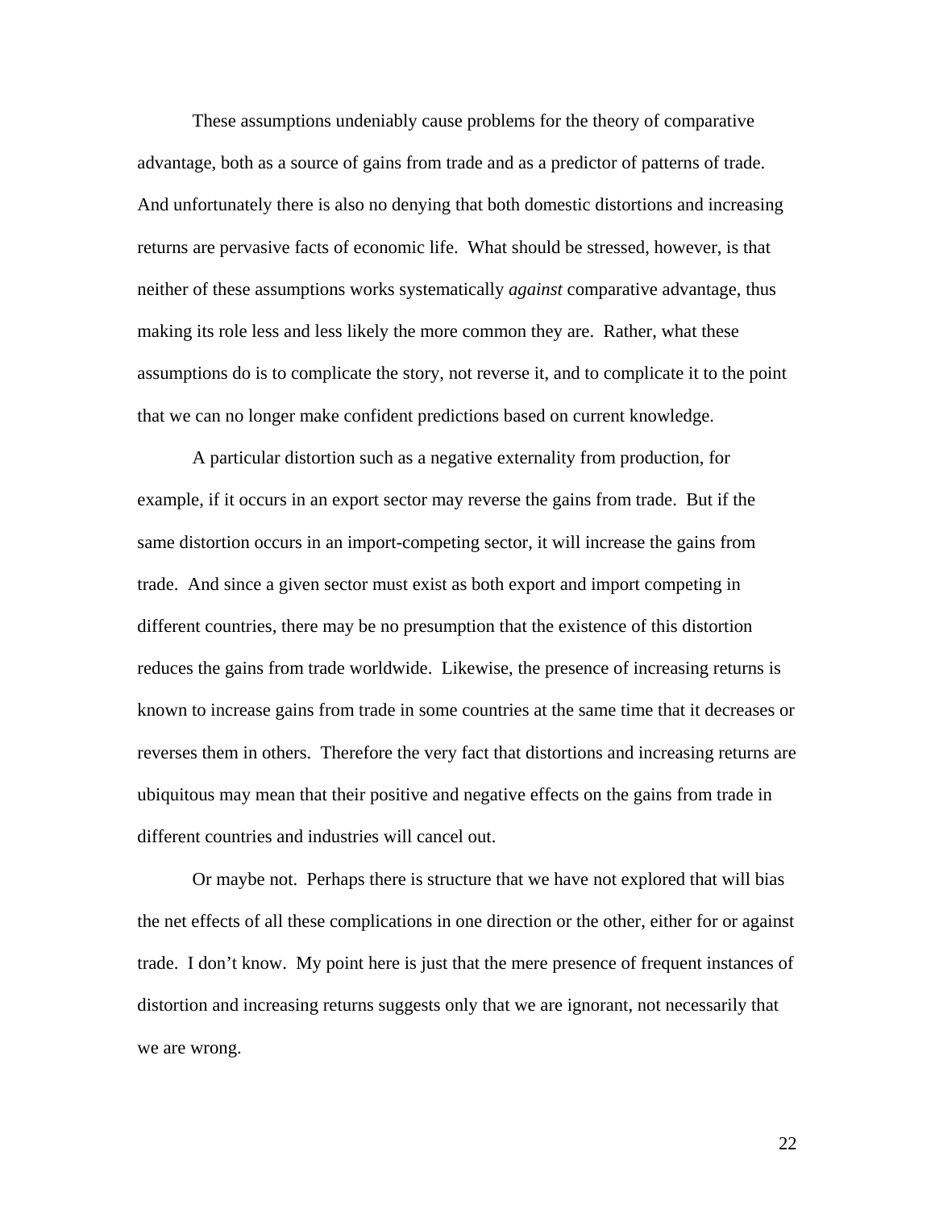These assumptions undeniably cause problems for the theory of comparative advantage, both as a source of gains from trade and as a predictor of patterns of trade. And unfortunately there is also no denying that both domestic distortions and increasing returns are pervasive facts of economic life. What should be stressed, however, is that neither of these assumptions works systematically *against* comparative advantage, thus making its role less and less likely the more common they are. Rather, what these assumptions do is to complicate the story, not reverse it, and to complicate it to the point that we can no longer make confident predictions based on current knowledge.

A particular distortion such as a negative externality from production, for example, if it occurs in an export sector may reverse the gains from trade. But if the same distortion occurs in an import-competing sector, it will increase the gains from trade. And since a given sector must exist as both export and import competing in different countries, there may be no presumption that the existence of this distortion reduces the gains from trade worldwide. Likewise, the presence of increasing returns is known to increase gains from trade in some countries at the same time that it decreases or reverses them in others. Therefore the very fact that distortions and increasing returns are ubiquitous may mean that their positive and negative effects on the gains from trade in different countries and industries will cancel out.

Or maybe not. Perhaps there is structure that we have not explored that will bias the net effects of all these complications in one direction or the other, either for or against trade. I don't know. My point here is just that the mere presence of frequent instances of distortion and increasing returns suggests only that we are ignorant, not necessarily that we are wrong.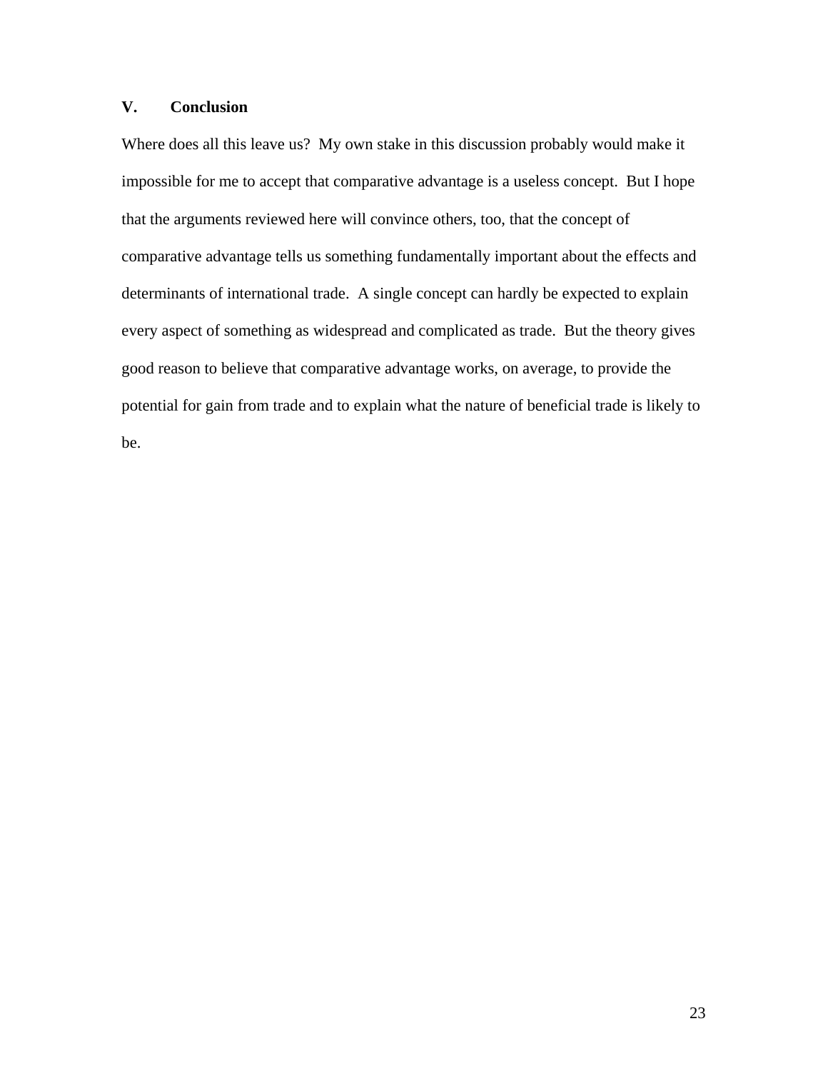## V. Conclusion

Where does all this leave us? My own stake in this discussion probably would make it impossible for me to accept that comparative advantage is a useless concept. But I hope that the arguments reviewed here will convince others, too, that the concept of comparative advantage tells us something fundamentally important about the effects and determinants of international trade. A single concept can hardly be expected to explain every aspect of something as widespread and complicated as trade. But the theory gives good reason to believe that comparative advantage works, on average, to provide the potential for gain from trade and to explain what the nature of beneficial trade is likely to be.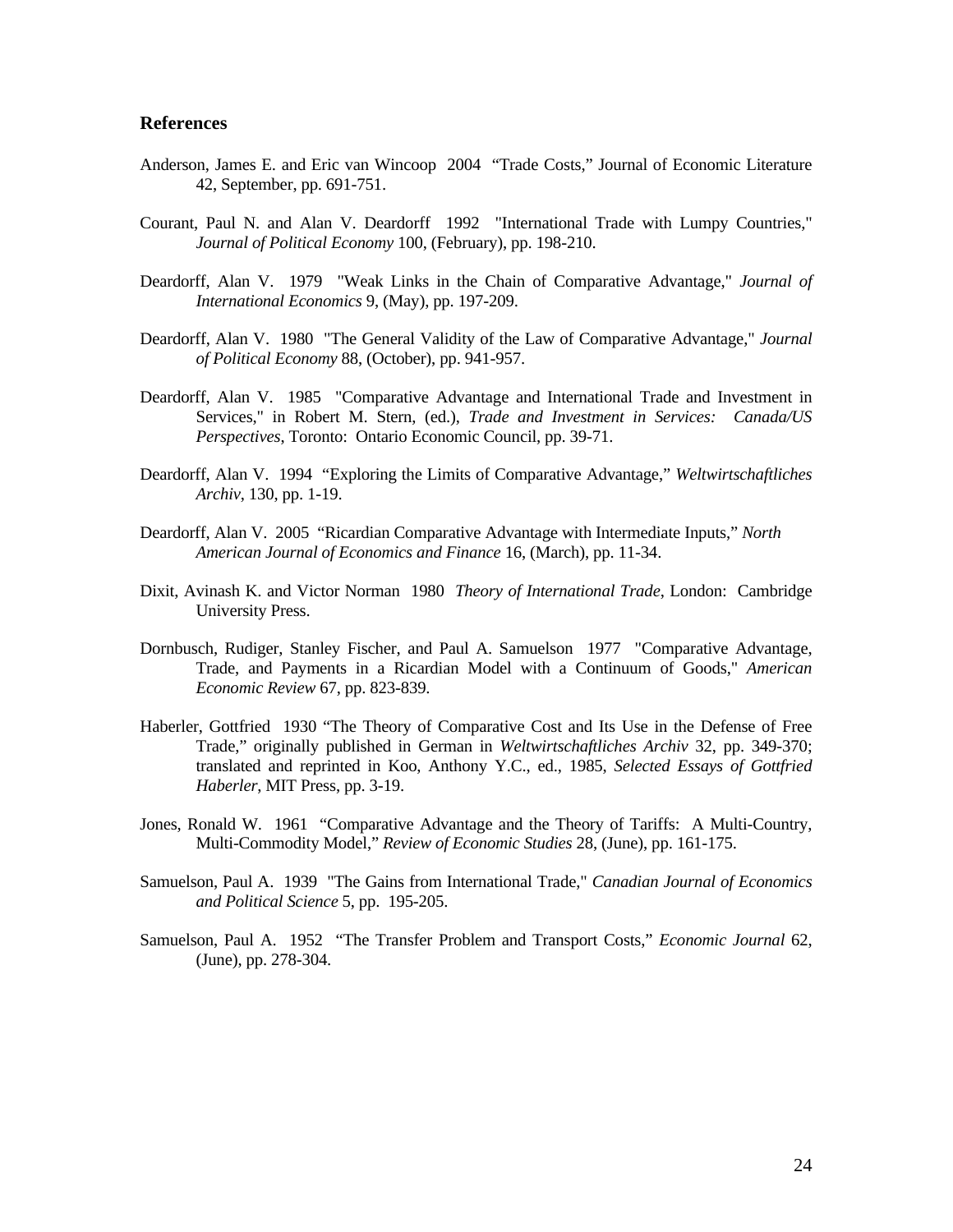## References

Anderson, James E. and Eric van Wincoop 2004 "Trade Costs," Journal of Economic Literature 42, September, pp. 691-751.

Courant, Paul N. and Alan V. Deardorff 1992 "International Trade with Lumpy Countries," *Journal of Political Economy* 100, (February), pp. 198-210.

Deardorff, Alan V. 1979 "Weak Links in the Chain of Comparative Advantage," *Journal of International Economics* 9, (May), pp. 197-209.

Deardorff, Alan V. 1980 "The General Validity of the Law of Comparative Advantage," *Journal of Political Economy* 88, (October), pp. 941-957.

Deardorff, Alan V. 1985 "Comparative Advantage and International Trade and Investment in Services," in Robert M. Stern, (ed.), *Trade and Investment in Services: Canada/US Perspectives*, Toronto: Ontario Economic Council, pp. 39-71.

Deardorff, Alan V. 1994 "Exploring the Limits of Comparative Advantage," *Weltwirtschaftliches Archiv*, 130, pp. 1-19.

Deardorff, Alan V. 2005 "Ricardian Comparative Advantage with Intermediate Inputs," *North American Journal of Economics and Finance* 16, (March), pp. 11-34.

Dixit, Avinash K. and Victor Norman 1980 *Theory of International Trade*, London: Cambridge University Press.

Dornbusch, Rudiger, Stanley Fischer, and Paul A. Samuelson 1977 "Comparative Advantage, Trade, and Payments in a Ricardian Model with a Continuum of Goods," *American Economic Review* 67, pp. 823-839.

Haberler, Gottfried 1930 "The Theory of Comparative Cost and Its Use in the Defense of Free Trade," originally published in German in *Weltwirtschaftliches Archiv* 32, pp. 349-370; translated and reprinted in Koo, Anthony Y.C., ed., 1985, *Selected Essays of Gottfried Haberler*, MIT Press, pp. 3-19.

Jones, Ronald W. 1961 "Comparative Advantage and the Theory of Tariffs: A Multi-Country, Multi-Commodity Model," *Review of Economic Studies* 28, (June), pp. 161-175.

Samuelson, Paul A. 1939 "The Gains from International Trade," *Canadian Journal of Economics and Political Science* 5, pp. 195-205.

Samuelson, Paul A. 1952 "The Transfer Problem and Transport Costs," *Economic Journal* 62, (June), pp. 278-304.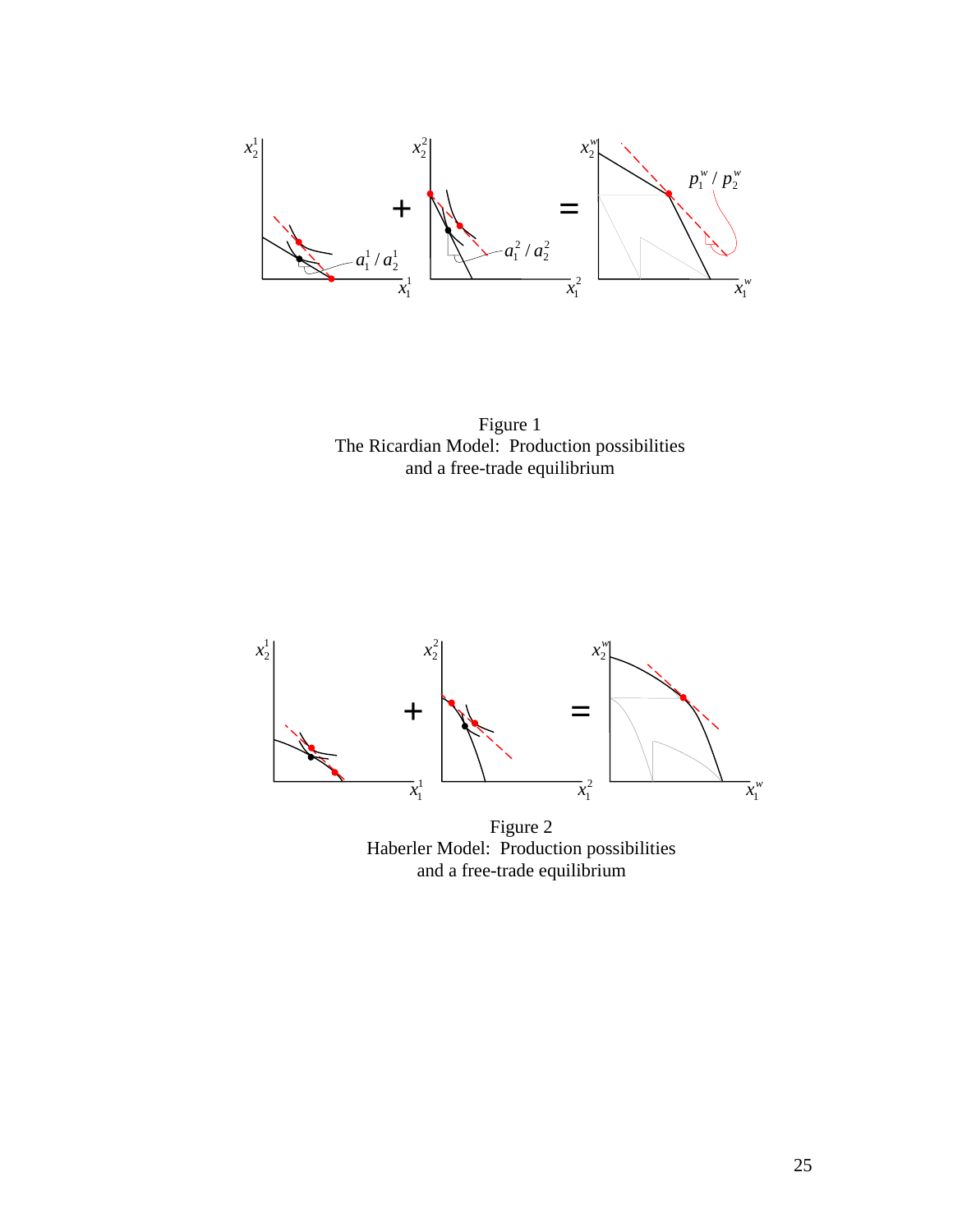Figure 1
The Ricardian Model: Production possibilities
and a free-trade equilibrium

Figure 2
Haberler Model: Production possibilities
and a free-trade equilibrium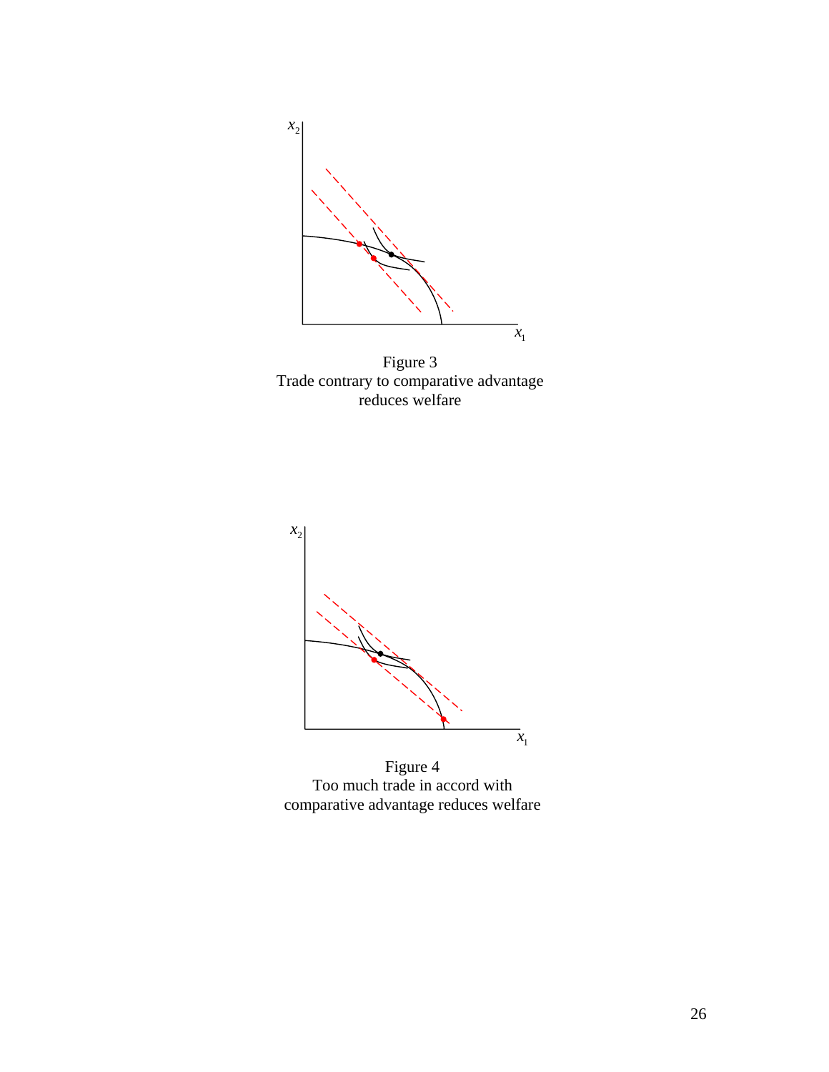$x_2$

$x_1$

Figure 3
Trade contrary to comparative advantage
reduces welfare

$x_2$

$x_1$

Figure 4
Too much trade in accord with
comparative advantage reduces welfare